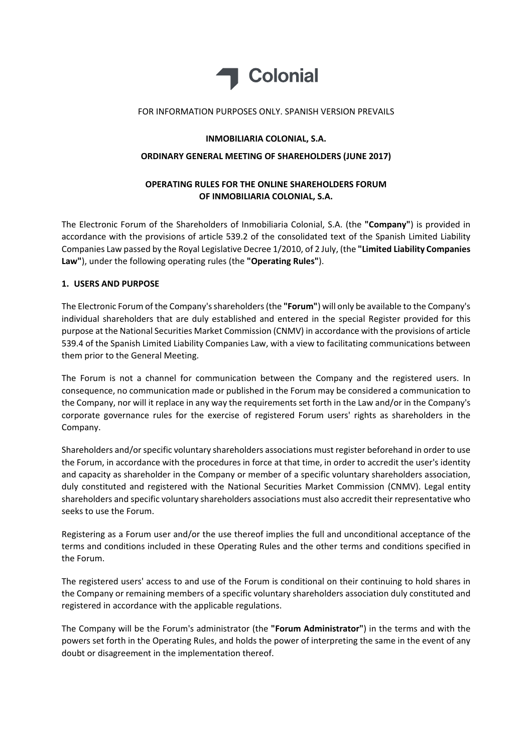Colonial

FOR INFORMATION PURPOSES ONLY. SPANISH VERSION PREVAILS

**INMOBILIARIA COLONIAL, S.A.**

**ORDINARY GENERAL MEETING OF SHAREHOLDERS (JUNE 2017)**

**OPERATING RULES FOR THE ONLINE SHAREHOLDERS FORUM OF INMOBILIARIA COLONIAL, S.A.**

The Electronic Forum of the Shareholders of Inmobiliaria Colonial, S.A. (the **"Company"**) is provided in accordance with the provisions of article 539.2 of the consolidated text of the Spanish Limited Liability Companies Law passed by the Royal Legislative Decree 1/2010, of 2 July, (the **"Limited Liability Companies Law"**), under the following operating rules (the **"Operating Rules"**).

## 1. USERS AND PURPOSE

The Electronic Forum of the Company's shareholders (the **"Forum"**) will only be available to the Company's individual shareholders that are duly established and entered in the special Register provided for this purpose at the National Securities Market Commission (CNMV) in accordance with the provisions of article 539.4 of the Spanish Limited Liability Companies Law, with a view to facilitating communications between them prior to the General Meeting.

The Forum is not a channel for communication between the Company and the registered users. In consequence, no communication made or published in the Forum may be considered a communication to the Company, nor will it replace in any way the requirements set forth in the Law and/or in the Company's corporate governance rules for the exercise of registered Forum users' rights as shareholders in the Company.

Shareholders and/or specific voluntary shareholders associations must register beforehand in order to use the Forum, in accordance with the procedures in force at that time, in order to accredit the user's identity and capacity as shareholder in the Company or member of a specific voluntary shareholders association, duly constituted and registered with the National Securities Market Commission (CNMV). Legal entity shareholders and specific voluntary shareholders associations must also accredit their representative who seeks to use the Forum.

Registering as a Forum user and/or the use thereof implies the full and unconditional acceptance of the terms and conditions included in these Operating Rules and the other terms and conditions specified in the Forum.

The registered users' access to and use of the Forum is conditional on their continuing to hold shares in the Company or remaining members of a specific voluntary shareholders association duly constituted and registered in accordance with the applicable regulations.

The Company will be the Forum's administrator (the **"Forum Administrator"**) in the terms and with the powers set forth in the Operating Rules, and holds the power of interpreting the same in the event of any doubt or disagreement in the implementation thereof.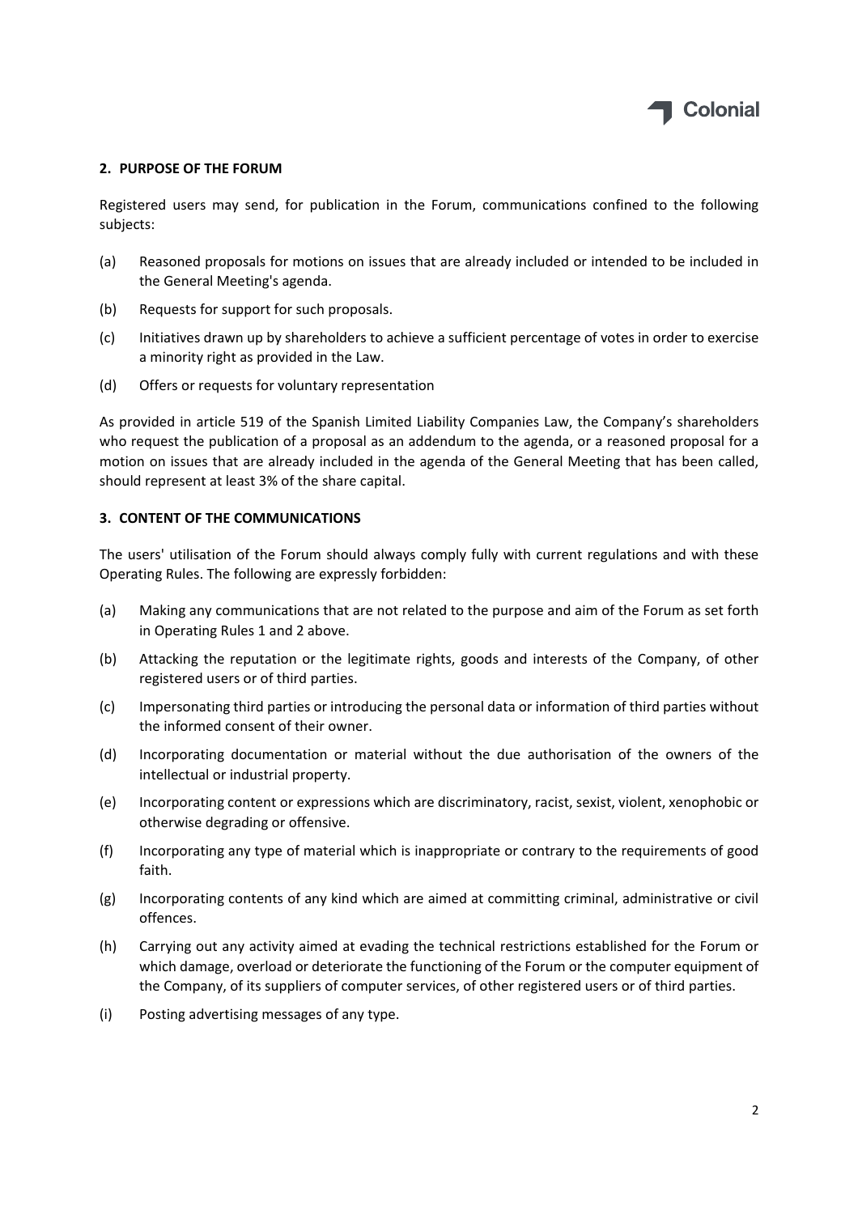## 2. PURPOSE OF THE FORUM

Registered users may send, for publication in the Forum, communications confined to the following subjects:

(a) Reasoned proposals for motions on issues that are already included or intended to be included in the General Meeting's agenda.

(b) Requests for support for such proposals.

(c) Initiatives drawn up by shareholders to achieve a sufficient percentage of votes in order to exercise a minority right as provided in the Law.

(d) Offers or requests for voluntary representation

As provided in article 519 of the Spanish Limited Liability Companies Law, the Company's shareholders who request the publication of a proposal as an addendum to the agenda, or a reasoned proposal for a motion on issues that are already included in the agenda of the General Meeting that has been called, should represent at least 3% of the share capital.

## 3. CONTENT OF THE COMMUNICATIONS

The users' utilisation of the Forum should always comply fully with current regulations and with these Operating Rules. The following are expressly forbidden:

(a) Making any communications that are not related to the purpose and aim of the Forum as set forth in Operating Rules 1 and 2 above.

(b) Attacking the reputation or the legitimate rights, goods and interests of the Company, of other registered users or of third parties.

(c) Impersonating third parties or introducing the personal data or information of third parties without the informed consent of their owner.

(d) Incorporating documentation or material without the due authorisation of the owners of the intellectual or industrial property.

(e) Incorporating content or expressions which are discriminatory, racist, sexist, violent, xenophobic or otherwise degrading or offensive.

(f) Incorporating any type of material which is inappropriate or contrary to the requirements of good faith.

(g) Incorporating contents of any kind which are aimed at committing criminal, administrative or civil offences.

(h) Carrying out any activity aimed at evading the technical restrictions established for the Forum or which damage, overload or deteriorate the functioning of the Forum or the computer equipment of the Company, of its suppliers of computer services, of other registered users or of third parties.

(i) Posting advertising messages of any type.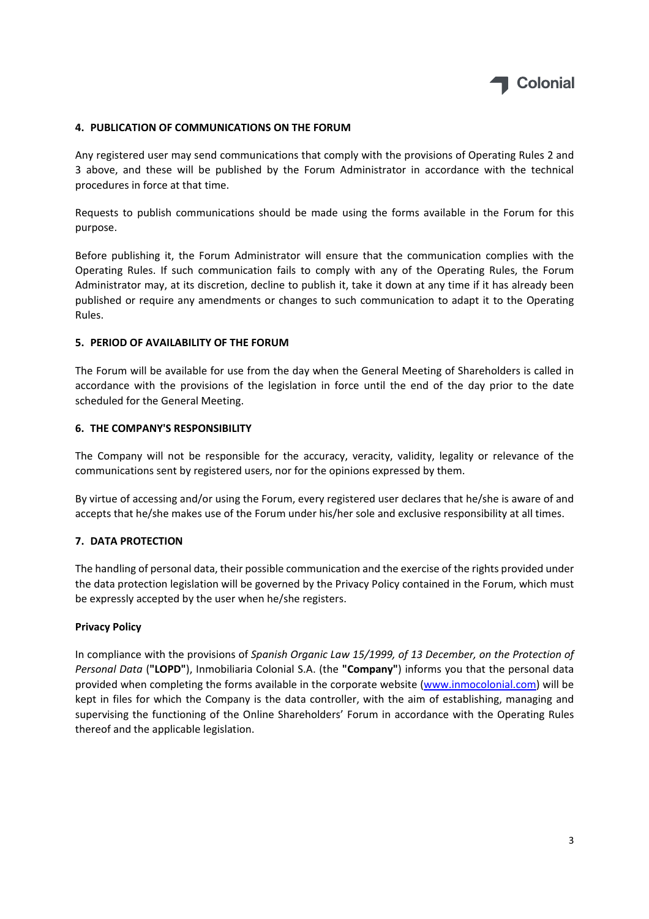## 4. PUBLICATION OF COMMUNICATIONS ON THE FORUM

Any registered user may send communications that comply with the provisions of Operating Rules 2 and 3 above, and these will be published by the Forum Administrator in accordance with the technical procedures in force at that time.

Requests to publish communications should be made using the forms available in the Forum for this purpose.

Before publishing it, the Forum Administrator will ensure that the communication complies with the Operating Rules. If such communication fails to comply with any of the Operating Rules, the Forum Administrator may, at its discretion, decline to publish it, take it down at any time if it has already been published or require any amendments or changes to such communication to adapt it to the Operating Rules.

## 5. PERIOD OF AVAILABILITY OF THE FORUM

The Forum will be available for use from the day when the General Meeting of Shareholders is called in accordance with the provisions of the legislation in force until the end of the day prior to the date scheduled for the General Meeting.

## 6. THE COMPANY'S RESPONSIBILITY

The Company will not be responsible for the accuracy, veracity, validity, legality or relevance of the communications sent by registered users, nor for the opinions expressed by them.

By virtue of accessing and/or using the Forum, every registered user declares that he/she is aware of and accepts that he/she makes use of the Forum under his/her sole and exclusive responsibility at all times.

## 7. DATA PROTECTION

The handling of personal data, their possible communication and the exercise of the rights provided under the data protection legislation will be governed by the Privacy Policy contained in the Forum, which must be expressly accepted by the user when he/she registers.

**Privacy Policy**

In compliance with the provisions of *Spanish Organic Law 15/1999, of 13 December, on the Protection of Personal Data* (**"LOPD"**), Inmobiliaria Colonial S.A. (the **"Company"**) informs you that the personal data provided when completing the forms available in the corporate website ([www.inmocolonial.com](www.inmocolonial.com)) will be kept in files for which the Company is the data controller, with the aim of establishing, managing and supervising the functioning of the Online Shareholders' Forum in accordance with the Operating Rules thereof and the applicable legislation.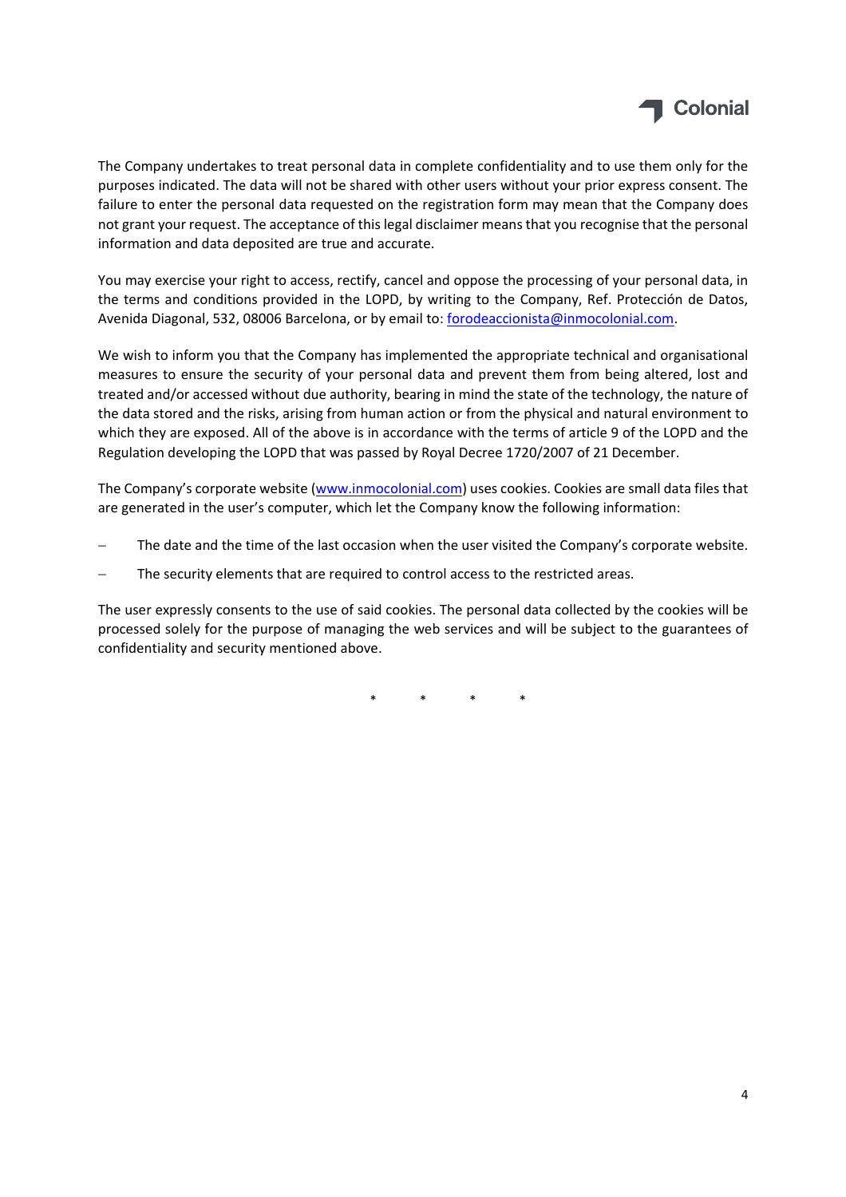The Company undertakes to treat personal data in complete confidentiality and to use them only for the purposes indicated. The data will not be shared with other users without your prior express consent. The failure to enter the personal data requested on the registration form may mean that the Company does not grant your request. The acceptance of this legal disclaimer means that you recognise that the personal information and data deposited are true and accurate.

You may exercise your right to access, rectify, cancel and oppose the processing of your personal data, in the terms and conditions provided in the LOPD, by writing to the Company, Ref. Protección de Datos, Avenida Diagonal, 532, 08006 Barcelona, or by email to: forodeaccionista@inmocolonial.com.

We wish to inform you that the Company has implemented the appropriate technical and organisational measures to ensure the security of your personal data and prevent them from being altered, lost and treated and/or accessed without due authority, bearing in mind the state of the technology, the nature of the data stored and the risks, arising from human action or from the physical and natural environment to which they are exposed. All of the above is in accordance with the terms of article 9 of the LOPD and the Regulation developing the LOPD that was passed by Royal Decree 1720/2007 of 21 December.

The Company's corporate website (www.inmocolonial.com) uses cookies. Cookies are small data files that are generated in the user's computer, which let the Company know the following information:

- The date and the time of the last occasion when the user visited the Company's corporate website.
- The security elements that are required to control access to the restricted areas.

The user expressly consents to the use of said cookies. The personal data collected by the cookies will be processed solely for the purpose of managing the web services and will be subject to the guarantees of confidentiality and security mentioned above.

\* \* \* \*